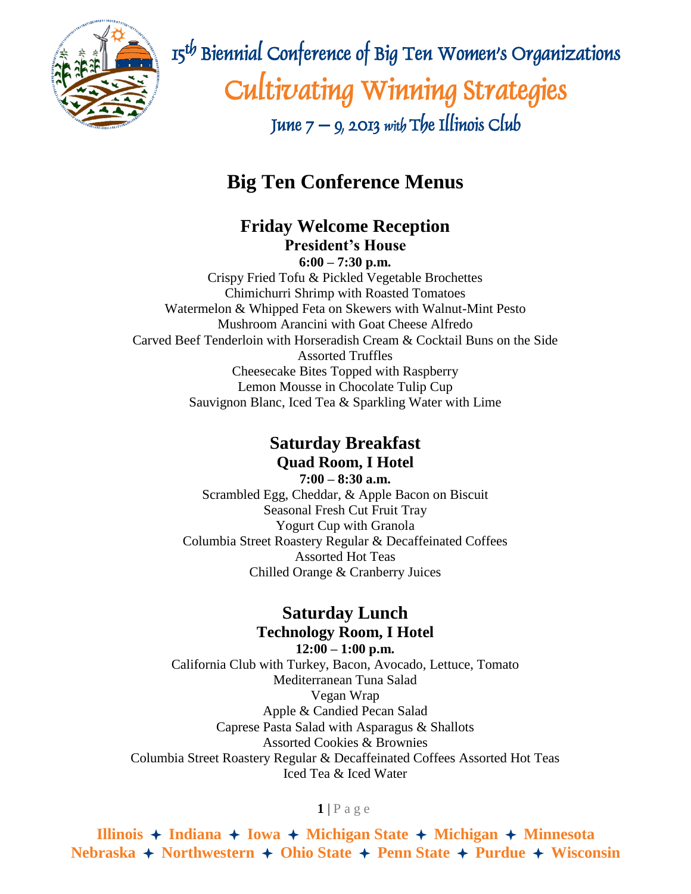# 15th Biennial Conference of Big Ten Women's Organizations

## Cultivating Winning Strategies

June 7 – 9, 2013 with The Illinois Club

# Big Ten Conference Menus

## Friday Welcome Reception

### President's House

**6:00 – 7:30 p.m.**

Crispy Fried Tofu & Pickled Vegetable Brochettes
Chimichurri Shrimp with Roasted Tomatoes
Watermelon & Whipped Feta on Skewers with Walnut-Mint Pesto
Mushroom Arancini with Goat Cheese Alfredo
Carved Beef Tenderloin with Horseradish Cream & Cocktail Buns on the Side
Assorted Truffles
Cheesecake Bites Topped with Raspberry
Lemon Mousse in Chocolate Tulip Cup
Sauvignon Blanc, Iced Tea & Sparkling Water with Lime

## Saturday Breakfast

### Quad Room, I Hotel

**7:00 – 8:30 a.m.**

Scrambled Egg, Cheddar, & Apple Bacon on Biscuit
Seasonal Fresh Cut Fruit Tray
Yogurt Cup with Granola
Columbia Street Roastery Regular & Decaffeinated Coffees
Assorted Hot Teas
Chilled Orange & Cranberry Juices

## Saturday Lunch

### Technology Room, I Hotel

**12:00 – 1:00 p.m.**

California Club with Turkey, Bacon, Avocado, Lettuce, Tomato
Mediterranean Tuna Salad
Vegan Wrap
Apple & Candied Pecan Salad
Caprese Pasta Salad with Asparagus & Shallots
Assorted Cookies & Brownies
Columbia Street Roastery Regular & Decaffeinated Coffees Assorted Hot Teas
Iced Tea & Iced Water

**Illinois ✦ Indiana ✦ Iowa ✦ Michigan State ✦ Michigan ✦ Minnesota**
**Nebraska ✦ Northwestern ✦ Ohio State ✦ Penn State ✦ Purdue ✦ Wisconsin**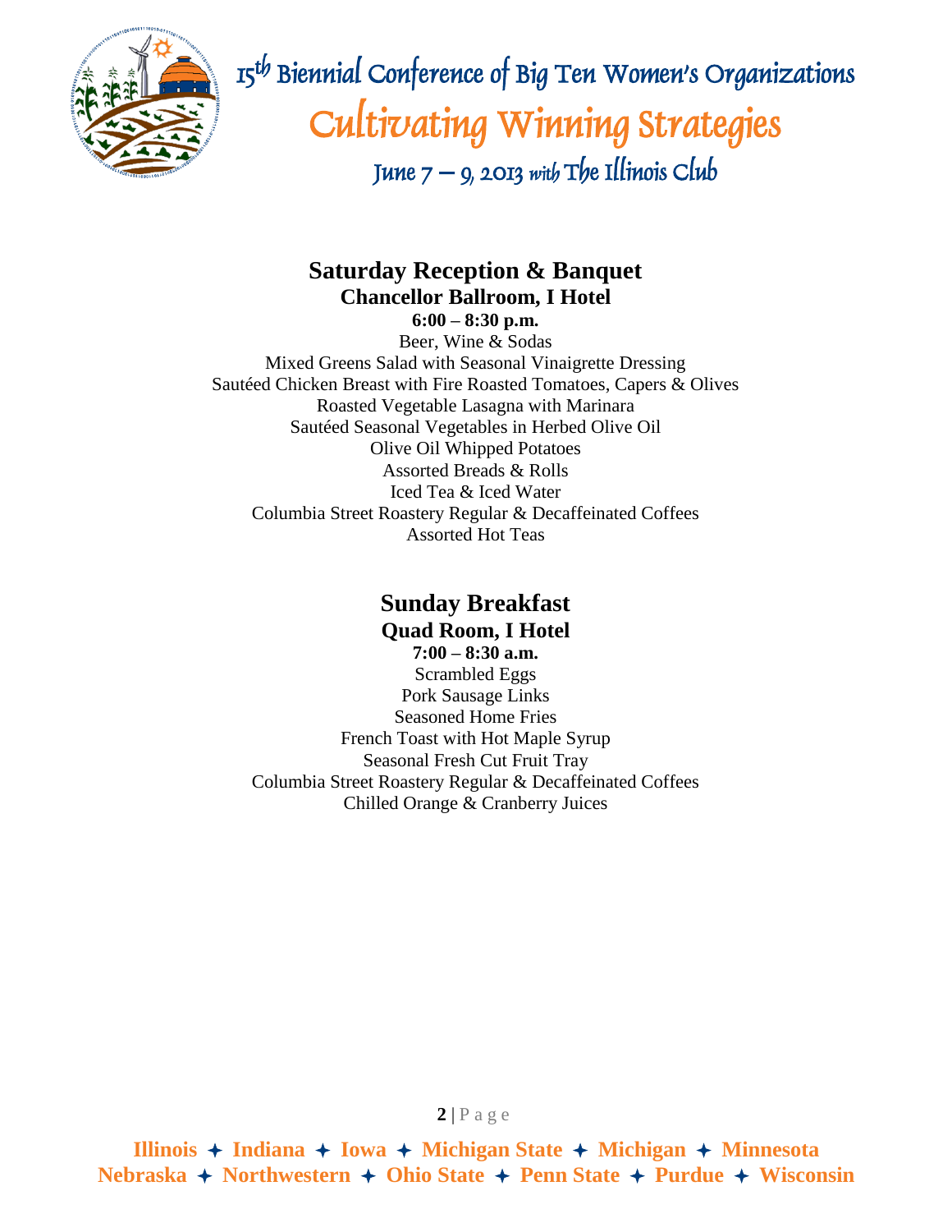## Saturday Reception & Banquet

### Chancellor Ballroom, I Hotel

**6:00 – 8:30 p.m.**

Beer, Wine & Sodas
Mixed Greens Salad with Seasonal Vinaigrette Dressing
Sautéed Chicken Breast with Fire Roasted Tomatoes, Capers & Olives
Roasted Vegetable Lasagna with Marinara
Sautéed Seasonal Vegetables in Herbed Olive Oil
Olive Oil Whipped Potatoes
Assorted Breads & Rolls
Iced Tea & Iced Water
Columbia Street Roastery Regular & Decaffeinated Coffees
Assorted Hot Teas

## Sunday Breakfast

### Quad Room, I Hotel

**7:00 – 8:30 a.m.**

Scrambled Eggs
Pork Sausage Links
Seasoned Home Fries
French Toast with Hot Maple Syrup
Seasonal Fresh Cut Fruit Tray
Columbia Street Roastery Regular & Decaffeinated Coffees
Chilled Orange & Cranberry Juices